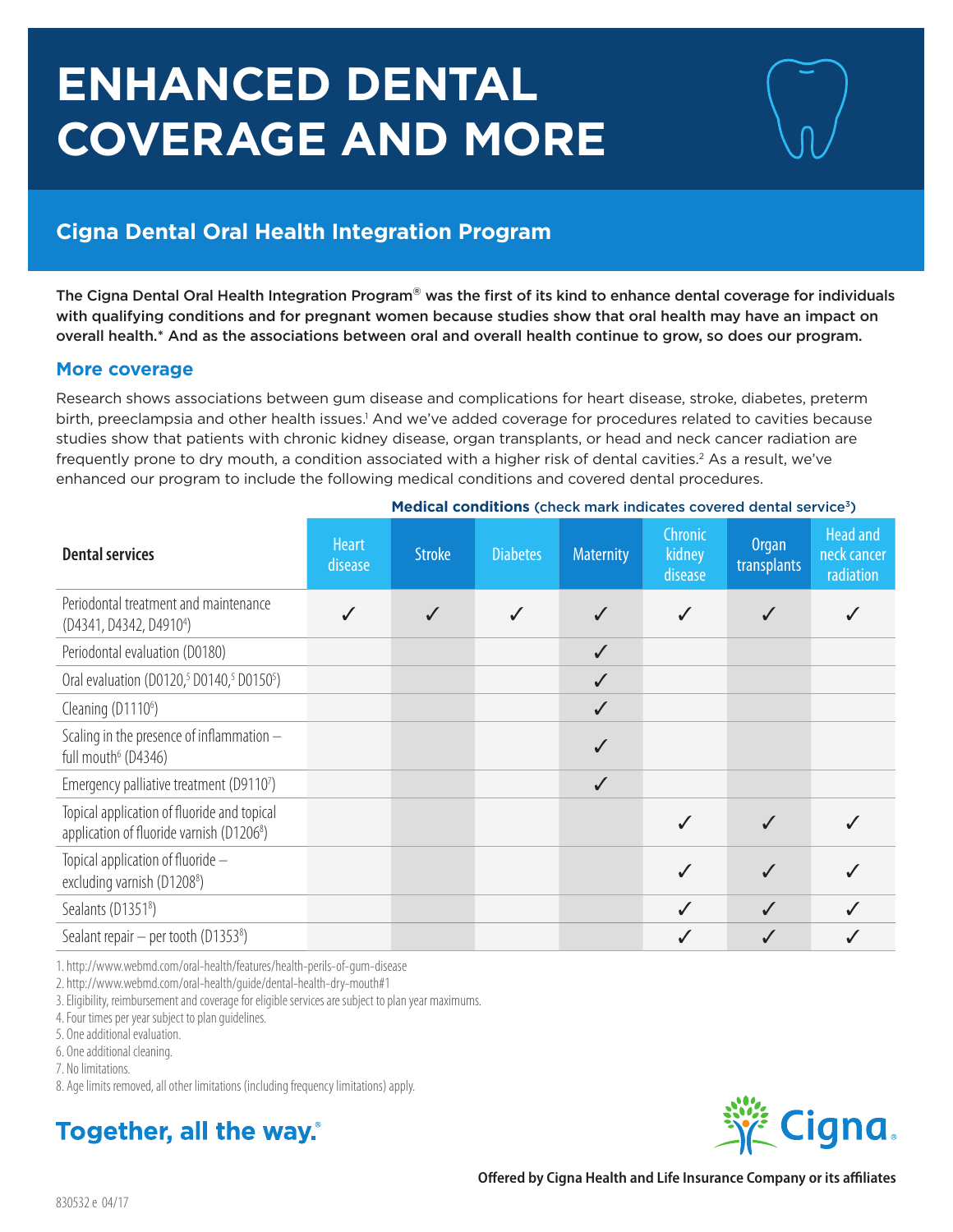# ENHANCED DENTAL COVERAGE AND MORE

## Cigna Dental Oral Health Integration Program

**The Cigna Dental Oral Health Integration Program® was the first of its kind to enhance dental coverage for individuals with qualifying conditions and for pregnant women because studies show that oral health may have an impact on overall health.* And as the associations between oral and overall health continue to grow, so does our program.**

### More coverage

Research shows associations between gum disease and complications for heart disease, stroke, diabetes, preterm birth, preeclampsia and other health issues.[1] And we've added coverage for procedures related to cavities because studies show that patients with chronic kidney disease, organ transplants, or head and neck cancer radiation are frequently prone to dry mouth, a condition associated with a higher risk of dental cavities.[2] As a result, we've enhanced our program to include the following medical conditions and covered dental procedures.

**Medical conditions** (check mark indicates covered dental service[3])

| Dental services | Heart disease | Stroke | Diabetes | Maternity | Chronic kidney disease | Organ transplants | Head and neck cancer radiation |
|---|---|---|---|---|---|---|---|
| Periodontal treatment and maintenance (D4341, D4342, D4910[4]) | ✓ | ✓ | ✓ | ✓ | ✓ | ✓ | ✓ |
| Periodontal evaluation (D0180) | | | | ✓ | | | |
| Oral evaluation (D0120,[5] D0140,[5] D0150[5]) | | | | ✓ | | | |
| Cleaning (D1110[6]) | | | | ✓ | | | |
| Scaling in the presence of inflammation – full mouth[6] (D4346) | | | | ✓ | | | |
| Emergency palliative treatment (D9110[7]) | | | | ✓ | | | |
| Topical application of fluoride and topical application of fluoride varnish (D1206[8]) | | | | | ✓ | ✓ | ✓ |
| Topical application of fluoride – excluding varnish (D1208[8]) | | | | | ✓ | ✓ | ✓ |
| Sealants (D1351[8]) | | | | | ✓ | ✓ | ✓ |
| Sealant repair – per tooth (D1353[8]) | | | | | ✓ | ✓ | ✓ |

1. http://www.webmd.com/oral-health/features/health-perils-of-gum-disease
2. http://www.webmd.com/oral-health/guide/dental-health-dry-mouth#1
3. Eligibility, reimbursement and coverage for eligible services are subject to plan year maximums.
4. Four times per year subject to plan guidelines.
5. One additional evaluation.
6. One additional cleaning.
7. No limitations.
8. Age limits removed, all other limitations (including frequency limitations) apply.

**Together, all the way.®**

Cigna.

**Offered by Cigna Health and Life Insurance Company or its affiliates**

830532 e 04/17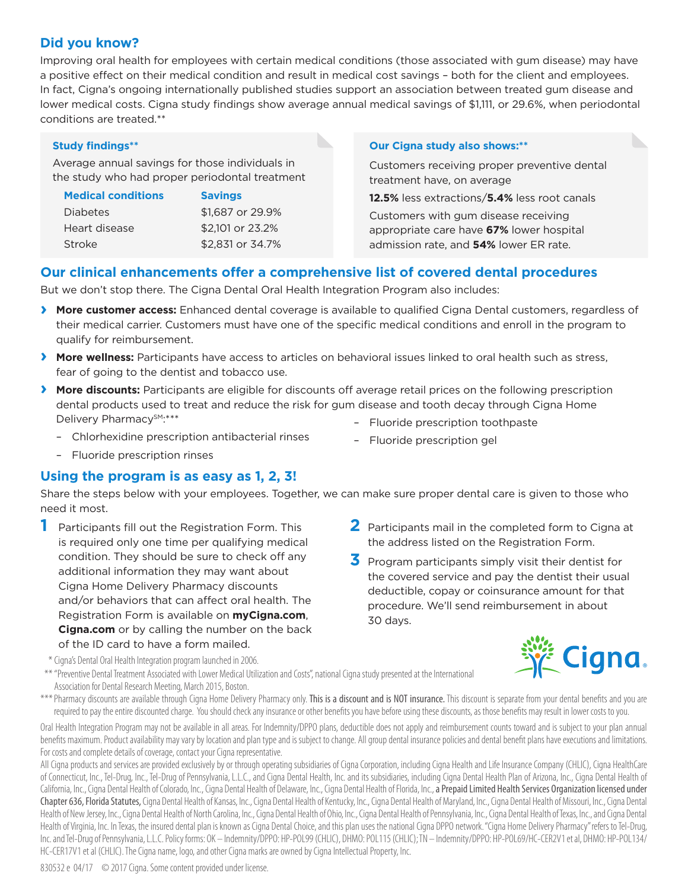## Did you know?

Improving oral health for employees with certain medical conditions (those associated with gum disease) may have a positive effect on their medical condition and result in medical cost savings – both for the client and employees. In fact, Cigna's ongoing internationally published studies support an association between treated gum disease and lower medical costs. Cigna study findings show average annual medical savings of $1,111, or 29.6%, when periodontal conditions are treated.**

### Study findings**

Average annual savings for those individuals in the study who had proper periodontal treatment

| Medical conditions | Savings |
|---|---|
| Diabetes | $1,687 or 29.9% |
| Heart disease | $2,101 or 23.2% |
| Stroke | $2,831 or 34.7% |

### Our Cigna study also shows:**

Customers receiving proper preventive dental treatment have, on average

**12.5%** less extractions/**5.4%** less root canals

Customers with gum disease receiving appropriate care have **67%** lower hospital admission rate, and **54%** lower ER rate.

## Our clinical enhancements offer a comprehensive list of covered dental procedures

But we don't stop there. The Cigna Dental Oral Health Integration Program also includes:

- **More customer access:** Enhanced dental coverage is available to qualified Cigna Dental customers, regardless of their medical carrier. Customers must have one of the specific medical conditions and enroll in the program to qualify for reimbursement.
- **More wellness:** Participants have access to articles on behavioral issues linked to oral health such as stress, fear of going to the dentist and tobacco use.
- **More discounts:** Participants are eligible for discounts off average retail prices on the following prescription dental products used to treat and reduce the risk for gum disease and tooth decay through Cigna Home Delivery Pharmacy℠:***
  - Chlorhexidine prescription antibacterial rinses
  - Fluoride prescription rinses
  - Fluoride prescription toothpaste
  - Fluoride prescription gel

## Using the program is as easy as 1, 2, 3!

Share the steps below with your employees. Together, we can make sure proper dental care is given to those who need it most.

1. Participants fill out the Registration Form. This is required only one time per qualifying medical condition. They should be sure to check off any additional information they may want about Cigna Home Delivery Pharmacy discounts and/or behaviors that can affect oral health. The Registration Form is available on **myCigna.com**, **Cigna.com** or by calling the number on the back of the ID card to have a form mailed.
2. Participants mail in the completed form to Cigna at the address listed on the Registration Form.
3. Program participants simply visit their dentist for the covered service and pay the dentist their usual deductible, copay or coinsurance amount for that procedure. We'll send reimbursement in about 30 days.

\* Cigna's Dental Oral Health Integration program launched in 2006.

\** "Preventive Dental Treatment Associated with Lower Medical Utilization and Costs", national Cigna study presented at the International Association for Dental Research Meeting, March 2015, Boston.

\*** Pharmacy discounts are available through Cigna Home Delivery Pharmacy only. **This is a discount and is NOT insurance.** This discount is separate from your dental benefits and you are required to pay the entire discounted charge. You should check any insurance or other benefits you have before using these discounts, as those benefits may result in lower costs to you.

Oral Health Integration Program may not be available in all areas. For Indemnity/DPPO plans, deductible does not apply and reimbursement counts toward and is subject to your plan annual benefits maximum. Product availability may vary by location and plan type and is subject to change. All group dental insurance policies and dental benefit plans have exclusions and limitations. For costs and complete details of coverage, contact your Cigna representative.

All Cigna products and services are provided exclusively by or through operating subsidiaries of Cigna Corporation, including Cigna Health and Life Insurance Company (CHLIC), Cigna HealthCare of Connecticut, Inc., Tel-Drug, Inc., Tel-Drug of Pennsylvania, L.L.C., and Cigna Dental Health, Inc. and its subsidiaries, including Cigna Dental Health Plan of Arizona, Inc., Cigna Dental Health of California, Inc., Cigna Dental Health of Colorado, Inc., Cigna Dental Health of Delaware, Inc., Cigna Dental Health of Florida, Inc., **a Prepaid Limited Health Services Organization licensed under Chapter 636, Florida Statutes,** Cigna Dental Health of Kansas, Inc., Cigna Dental Health of Kentucky, Inc., Cigna Dental Health of Maryland, Inc., Cigna Dental Health of Missouri, Inc., Cigna Dental Health of New Jersey, Inc., Cigna Dental Health of North Carolina, Inc., Cigna Dental Health of Ohio, Inc., Cigna Dental Health of Pennsylvania, Inc., Cigna Dental Health of Texas, Inc., and Cigna Dental Health of Virginia, Inc. In Texas, the insured dental plan is known as Cigna Dental Choice, and this plan uses the national Cigna DPPO network. "Cigna Home Delivery Pharmacy" refers to Tel-Drug, Inc. and Tel-Drug of Pennsylvania, L.L.C. Policy forms: OK – Indemnity/DPPO: HP-POL99 (CHLIC), DHMO: POL115 (CHLIC); TN – Indemnity/DPPO: HP-POL69/HC-CER2V1 et al, DHMO: HP-POL134/HC-CER17V1 et al (CHLIC). The Cigna name, logo, and other Cigna marks are owned by Cigna Intellectual Property, Inc.

830532 e 04/17 © 2017 Cigna. Some content provided under license.